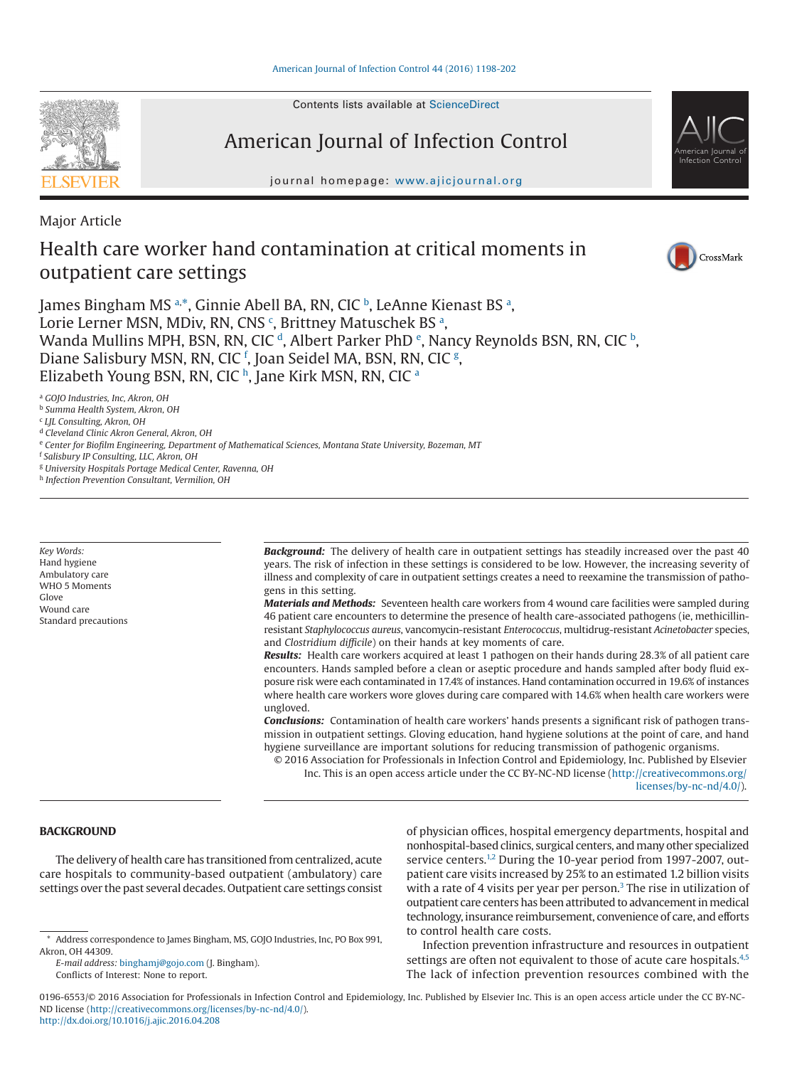Contents lists available at ScienceDirect

American Journal of Infection Control

journal homepage: www.ajicjournal.org

Major Article

# Health care worker hand contamination at critical moments in outpatient care settings

James Bingham MS [a,*], Ginnie Abell BA, RN, CIC [b], LeAnne Kienast BS [a], Lorie Lerner MSN, MDiv, RN, CNS [c], Brittney Matuschek BS [a], Wanda Mullins MPH, BSN, RN, CIC [d], Albert Parker PhD [e], Nancy Reynolds BSN, RN, CIC [b], Diane Salisbury MSN, RN, CIC [f], Joan Seidel MA, BSN, RN, CIC [g], Elizabeth Young BSN, RN, CIC [h], Jane Kirk MSN, RN, CIC [a]

[a] *GOJO Industries, Inc, Akron, OH*
[b] *Summa Health System, Akron, OH*
[c] *LJL Consulting, Akron, OH*
[d] *Cleveland Clinic Akron General, Akron, OH*
[e] *Center for Biofilm Engineering, Department of Mathematical Sciences, Montana State University, Bozeman, MT*
[f] *Salisbury IP Consulting, LLC, Akron, OH*
[g] *University Hospitals Portage Medical Center, Ravenna, OH*
[h] *Infection Prevention Consultant, Vermilion, OH*

*Key Words:*
Hand hygiene
Ambulatory care
WHO 5 Moments
Glove
Wound care
Standard precautions

***Background:*** The delivery of health care in outpatient settings has steadily increased over the past 40 years. The risk of infection in these settings is considered to be low. However, the increasing severity of illness and complexity of care in outpatient settings creates a need to reexamine the transmission of pathogens in this setting.

***Materials and Methods:*** Seventeen health care workers from 4 wound care facilities were sampled during 46 patient care encounters to determine the presence of health care-associated pathogens (ie, methicillin-resistant *Staphylococcus aureus*, vancomycin-resistant *Enterococcus*, multidrug-resistant *Acinetobacter* species, and *Clostridium difficile*) on their hands at key moments of care.

***Results:*** Health care workers acquired at least 1 pathogen on their hands during 28.3% of all patient care encounters. Hands sampled before a clean or aseptic procedure and hands sampled after body fluid exposure risk were each contaminated in 17.4% of instances. Hand contamination occurred in 19.6% of instances where health care workers wore gloves during care compared with 14.6% when health care workers were ungloved.

***Conclusions:*** Contamination of health care workers' hands presents a significant risk of pathogen transmission in outpatient settings. Gloving education, hand hygiene solutions at the point of care, and hand hygiene surveillance are important solutions for reducing transmission of pathogenic organisms.

© 2016 Association for Professionals in Infection Control and Epidemiology, Inc. Published by Elsevier Inc. This is an open access article under the CC BY-NC-ND license (http://creativecommons.org/licenses/by-nc-nd/4.0/).

## BACKGROUND

The delivery of health care has transitioned from centralized, acute care hospitals to community-based outpatient (ambulatory) care settings over the past several decades. Outpatient care settings consist of physician offices, hospital emergency departments, hospital and nonhospital-based clinics, surgical centers, and many other specialized service centers.[1,2] During the 10-year period from 1997-2007, outpatient care visits increased by 25% to an estimated 1.2 billion visits with a rate of 4 visits per year per person.[3] The rise in utilization of outpatient care centers has been attributed to advancement in medical technology, insurance reimbursement, convenience of care, and efforts to control health care costs.

Infection prevention infrastructure and resources in outpatient settings are often not equivalent to those of acute care hospitals.[4,5] The lack of infection prevention resources combined with the

\* Address correspondence to James Bingham, MS, GOJO Industries, Inc, PO Box 991, Akron, OH 44309.

*E-mail address:* binghamj@gojo.com (J. Bingham).

Conflicts of Interest: None to report.

0196-6553/© 2016 Association for Professionals in Infection Control and Epidemiology, Inc. Published by Elsevier Inc. This is an open access article under the CC BY-NC-ND license (http://creativecommons.org/licenses/by-nc-nd/4.0/).
http://dx.doi.org/10.1016/j.ajic.2016.04.208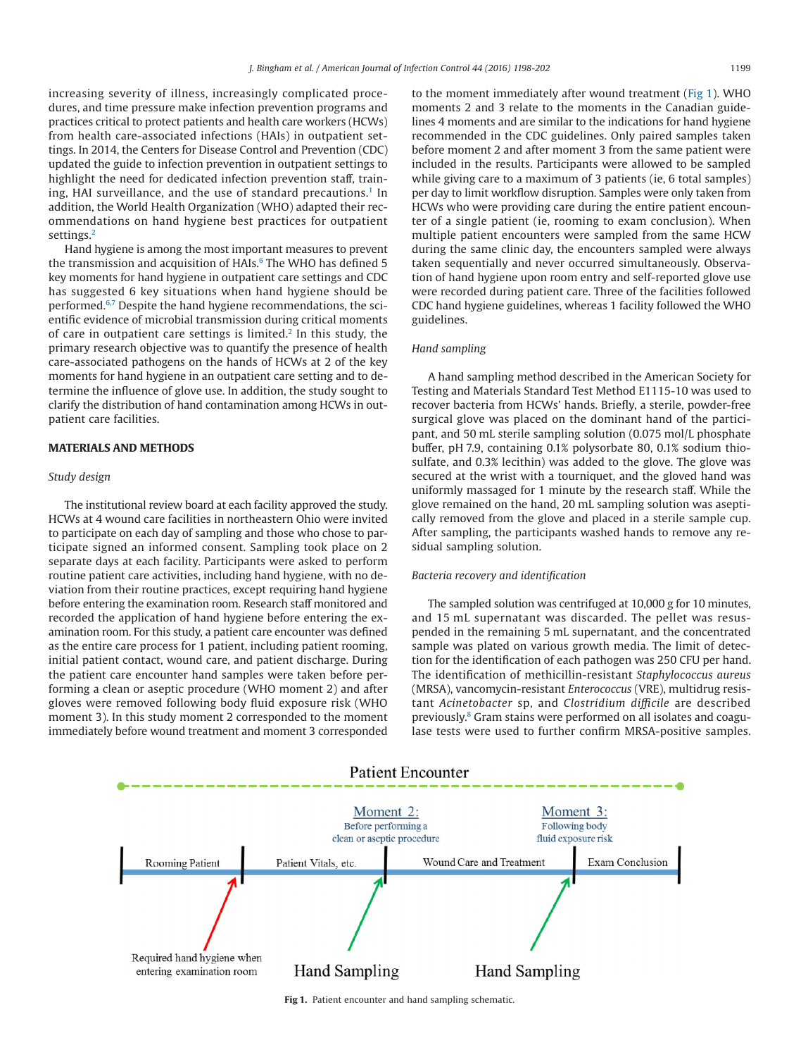increasing severity of illness, increasingly complicated procedures, and time pressure make infection prevention programs and practices critical to protect patients and health care workers (HCWs) from health care-associated infections (HAIs) in outpatient settings. In 2014, the Centers for Disease Control and Prevention (CDC) updated the guide to infection prevention in outpatient settings to highlight the need for dedicated infection prevention staff, training, HAI surveillance, and the use of standard precautions.[1] In addition, the World Health Organization (WHO) adapted their recommendations on hand hygiene best practices for outpatient settings.[2]

Hand hygiene is among the most important measures to prevent the transmission and acquisition of HAIs.[6] The WHO has defined 5 key moments for hand hygiene in outpatient care settings and CDC has suggested 6 key situations when hand hygiene should be performed.[6,7] Despite the hand hygiene recommendations, the scientific evidence of microbial transmission during critical moments of care in outpatient care settings is limited.[2] In this study, the primary research objective was to quantify the presence of health care-associated pathogens on the hands of HCWs at 2 of the key moments for hand hygiene in an outpatient care setting and to determine the influence of glove use. In addition, the study sought to clarify the distribution of hand contamination among HCWs in outpatient care facilities.

## MATERIALS AND METHODS

### Study design

The institutional review board at each facility approved the study. HCWs at 4 wound care facilities in northeastern Ohio were invited to participate on each day of sampling and those who chose to participate signed an informed consent. Sampling took place on 2 separate days at each facility. Participants were asked to perform routine patient care activities, including hand hygiene, with no deviation from their routine practices, except requiring hand hygiene before entering the examination room. Research staff monitored and recorded the application of hand hygiene before entering the examination room. For this study, a patient care encounter was defined as the entire care process for 1 patient, including patient rooming, initial patient contact, wound care, and patient discharge. During the patient care encounter hand samples were taken before performing a clean or aseptic procedure (WHO moment 2) and after gloves were removed following body fluid exposure risk (WHO moment 3). In this study moment 2 corresponded to the moment immediately before wound treatment and moment 3 corresponded to the moment immediately after wound treatment (Fig 1). WHO moments 2 and 3 relate to the moments in the Canadian guidelines 4 moments and are similar to the indications for hand hygiene recommended in the CDC guidelines. Only paired samples taken before moment 2 and after moment 3 from the same patient were included in the results. Participants were allowed to be sampled while giving care to a maximum of 3 patients (ie, 6 total samples) per day to limit workflow disruption. Samples were only taken from HCWs who were providing care during the entire patient encounter of a single patient (ie, rooming to exam conclusion). When multiple patient encounters were sampled from the same HCW during the same clinic day, the encounters sampled were always taken sequentially and never occurred simultaneously. Observation of hand hygiene upon room entry and self-reported glove use were recorded during patient care. Three of the facilities followed CDC hand hygiene guidelines, whereas 1 facility followed the WHO guidelines.

### Hand sampling

A hand sampling method described in the American Society for Testing and Materials Standard Test Method E1115-10 was used to recover bacteria from HCWs' hands. Briefly, a sterile, powder-free surgical glove was placed on the dominant hand of the participant, and 50 mL sterile sampling solution (0.075 mol/L phosphate buffer, pH 7.9, containing 0.1% polysorbate 80, 0.1% sodium thiosulfate, and 0.3% lecithin) was added to the glove. The glove was secured at the wrist with a tourniquet, and the gloved hand was uniformly massaged for 1 minute by the research staff. While the glove remained on the hand, 20 mL sampling solution was aseptically removed from the glove and placed in a sterile sample cup. After sampling, the participants washed hands to remove any residual sampling solution.

### Bacteria recovery and identification

The sampled solution was centrifuged at 10,000 g for 10 minutes, and 15 mL supernatant was discarded. The pellet was resuspended in the remaining 5 mL supernatant, and the concentrated sample was plated on various growth media. The limit of detection for the identification of each pathogen was 250 CFU per hand. The identification of methicillin-resistant *Staphylococcus aureus* (MRSA), vancomycin-resistant *Enterococcus* (VRE), multidrug resistant *Acinetobacter* sp, and *Clostridium difficile* are described previously.[8] Gram stains were performed on all isolates and coagulase tests were used to further confirm MRSA-positive samples.

Patient Encounter

Moment 2: Before performing a clean or aseptic procedure

Moment 3: Following body fluid exposure risk

Rooming Patient | Patient Vitals, etc. | Wound Care and Treatment | Exam Conclusion

Required hand hygiene when entering examination room

Hand Sampling

Hand Sampling

**Fig 1.** Patient encounter and hand sampling schematic.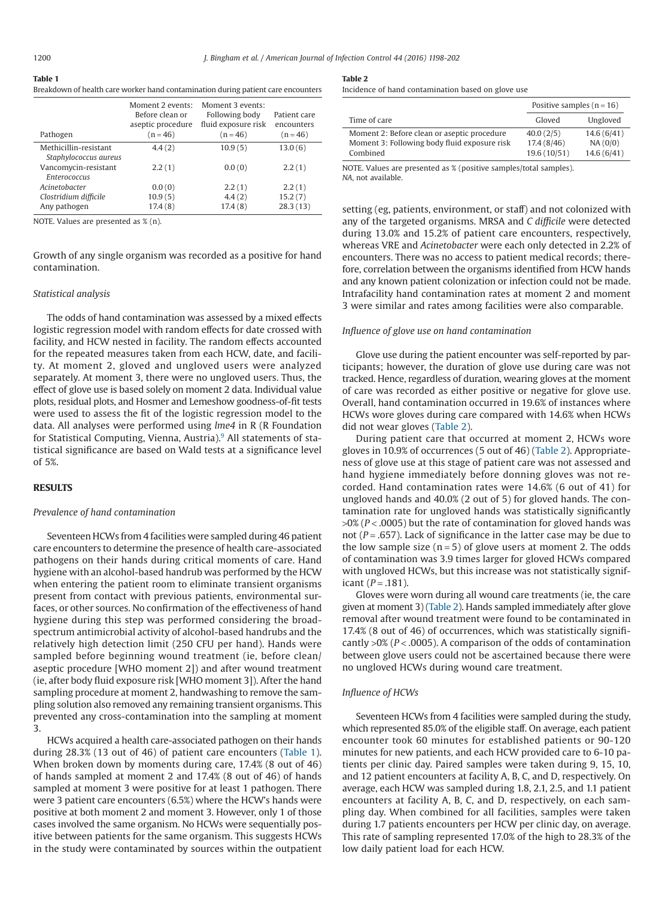**Table 1**

Breakdown of health care worker hand contamination during patient care encounters

| Pathogen | Moment 2 events: Before clean or aseptic procedure (n = 46) | Moment 3 events: Following body fluid exposure risk (n = 46) | Patient care encounters (n = 46) |
|---|---|---|---|
| Methicillin-resistant *Staphylococcus aureus* | 4.4 (2) | 10.9 (5) | 13.0 (6) |
| Vancomycin-resistant *Enterococcus* | 2.2 (1) | 0.0 (0) | 2.2 (1) |
| *Acinetobacter* | 0.0 (0) | 2.2 (1) | 2.2 (1) |
| *Clostridium difficile* | 10.9 (5) | 4.4 (2) | 15.2 (7) |
| Any pathogen | 17.4 (8) | 17.4 (8) | 28.3 (13) |

NOTE. Values are presented as % (n).

Growth of any single organism was recorded as a positive for hand contamination.

### Statistical analysis

The odds of hand contamination was assessed by a mixed effects logistic regression model with random effects for date crossed with facility, and HCW nested in facility. The random effects accounted for the repeated measures taken from each HCW, date, and facility. At moment 2, gloved and ungloved users were analyzed separately. At moment 3, there were no ungloved users. Thus, the effect of glove use is based solely on moment 2 data. Individual value plots, residual plots, and Hosmer and Lemeshow goodness-of-fit tests were used to assess the fit of the logistic regression model to the data. All analyses were performed using *lme4* in R (R Foundation for Statistical Computing, Vienna, Austria).[9] All statements of statistical significance are based on Wald tests at a significance level of 5%.

## RESULTS

### Prevalence of hand contamination

Seventeen HCWs from 4 facilities were sampled during 46 patient care encounters to determine the presence of health care-associated pathogens on their hands during critical moments of care. Hand hygiene with an alcohol-based handrub was performed by the HCW when entering the patient room to eliminate transient organisms present from contact with previous patients, environmental surfaces, or other sources. No confirmation of the effectiveness of hand hygiene during this step was performed considering the broad-spectrum antimicrobial activity of alcohol-based handrubs and the relatively high detection limit (250 CFU per hand). Hands were sampled before beginning wound treatment (ie, before clean/aseptic procedure [WHO moment 2]) and after wound treatment (ie, after body fluid exposure risk [WHO moment 3]). After the hand sampling procedure at moment 2, handwashing to remove the sampling solution also removed any remaining transient organisms. This prevented any cross-contamination into the sampling at moment 3.

HCWs acquired a health care-associated pathogen on their hands during 28.3% (13 out of 46) of patient care encounters (Table 1). When broken down by moments during care, 17.4% (8 out of 46) of hands sampled at moment 2 and 17.4% (8 out of 46) of hands sampled at moment 3 were positive for at least 1 pathogen. There were 3 patient care encounters (6.5%) where the HCW's hands were positive at both moment 2 and moment 3. However, only 1 of those cases involved the same organism. No HCWs were sequentially positive between patients for the same organism. This suggests HCWs in the study were contaminated by sources within the outpatient setting (eg, patients, environment, or staff) and not colonized with any of the targeted organisms. MRSA and *C difficile* were detected during 13.0% and 15.2% of patient care encounters, respectively, whereas VRE and *Acinetobacter* were each only detected in 2.2% of encounters. There was no access to patient medical records; therefore, correlation between the organisms identified from HCW hands and any known patient colonization or infection could not be made. Intrafacility hand contamination rates at moment 2 and moment 3 were similar and rates among facilities were also comparable.

**Table 2**

Incidence of hand contamination based on glove use

| Time of care | Positive samples (n = 16) | |
|---|---|---|
| | Gloved | Ungloved |
| Moment 2: Before clean or aseptic procedure | 40.0 (2/5) | 14.6 (6/41) |
| Moment 3: Following body fluid exposure risk | 17.4 (8/46) | NA (0/0) |
| Combined | 19.6 (10/51) | 14.6 (6/41) |

NOTE. Values are presented as % (positive samples/total samples).
*NA*, not available.

### Influence of glove use on hand contamination

Glove use during the patient encounter was self-reported by participants; however, the duration of glove use during care was not tracked. Hence, regardless of duration, wearing gloves at the moment of care was recorded as either positive or negative for glove use. Overall, hand contamination occurred in 19.6% of instances where HCWs wore gloves during care compared with 14.6% when HCWs did not wear gloves (Table 2).

During patient care that occurred at moment 2, HCWs wore gloves in 10.9% of occurrences (5 out of 46) (Table 2). Appropriateness of glove use at this stage of patient care was not assessed and hand hygiene immediately before donning gloves was not recorded. Hand contamination rates were 14.6% (6 out of 41) for ungloved hands and 40.0% (2 out of 5) for gloved hands. The contamination rate for ungloved hands was statistically significantly >0% ($P < .0005$) but the rate of contamination for gloved hands was not ($P = .657$). Lack of significance in the latter case may be due to the low sample size (n = 5) of glove users at moment 2. The odds of contamination was 3.9 times larger for gloved HCWs compared with ungloved HCWs, but this increase was not statistically significant ($P = .181$).

Gloves were worn during all wound care treatments (ie, the care given at moment 3) (Table 2). Hands sampled immediately after glove removal after wound treatment were found to be contaminated in 17.4% (8 out of 46) of occurrences, which was statistically significantly >0% ($P < .0005$). A comparison of the odds of contamination between glove users could not be ascertained because there were no ungloved HCWs during wound care treatment.

### Influence of HCWs

Seventeen HCWs from 4 facilities were sampled during the study, which represented 85.0% of the eligible staff. On average, each patient encounter took 60 minutes for established patients or 90-120 minutes for new patients, and each HCW provided care to 6-10 patients per clinic day. Paired samples were taken during 9, 15, 10, and 12 patient encounters at facility A, B, C, and D, respectively. On average, each HCW was sampled during 1.8, 2.1, 2.5, and 1.1 patient encounters at facility A, B, C, and D, respectively, on each sampling day. When combined for all facilities, samples were taken during 1.7 patients encounters per HCW per clinic day, on average. This rate of sampling represented 17.0% of the high to 28.3% of the low daily patient load for each HCW.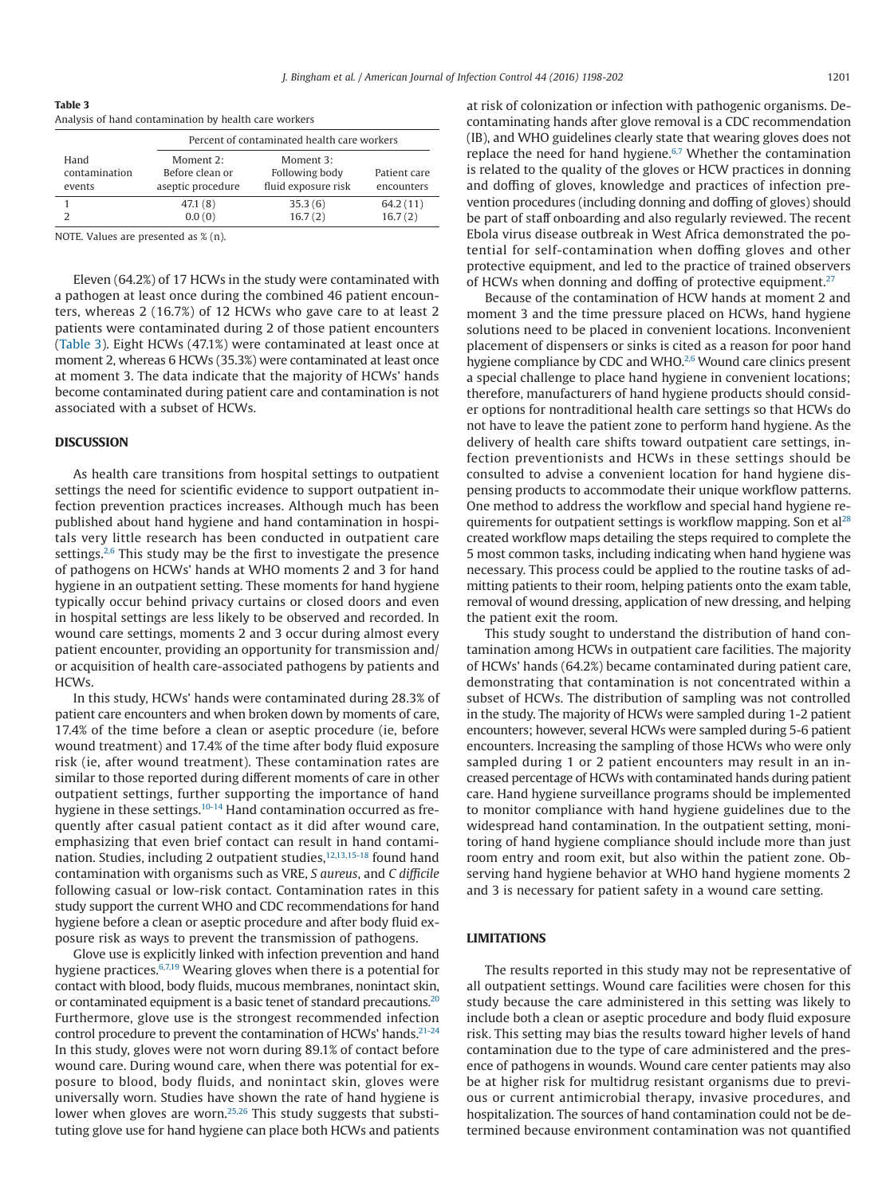**Table 3**
Analysis of hand contamination by health care workers

| Hand contamination events | Percent of contaminated health care workers | | |
|---|---|---|---|
| | Moment 2: Before clean or aseptic procedure | Moment 3: Following body fluid exposure risk | Patient care encounters |
| 1 | 47.1 (8) | 35.3 (6) | 64.2 (11) |
| 2 | 0.0 (0) | 16.7 (2) | 16.7 (2) |

NOTE. Values are presented as % (n).

Eleven (64.2%) of 17 HCWs in the study were contaminated with a pathogen at least once during the combined 46 patient encounters, whereas 2 (16.7%) of 12 HCWs who gave care to at least 2 patients were contaminated during 2 of those patient encounters (Table 3). Eight HCWs (47.1%) were contaminated at least once at moment 2, whereas 6 HCWs (35.3%) were contaminated at least once at moment 3. The data indicate that the majority of HCWs' hands become contaminated during patient care and contamination is not associated with a subset of HCWs.

## DISCUSSION

As health care transitions from hospital settings to outpatient settings the need for scientific evidence to support outpatient infection prevention practices increases. Although much has been published about hand hygiene and hand contamination in hospitals very little research has been conducted in outpatient care settings.[2,6] This study may be the first to investigate the presence of pathogens on HCWs' hands at WHO moments 2 and 3 for hand hygiene in an outpatient setting. These moments for hand hygiene typically occur behind privacy curtains or closed doors and even in hospital settings are less likely to be observed and recorded. In wound care settings, moments 2 and 3 occur during almost every patient encounter, providing an opportunity for transmission and/or acquisition of health care-associated pathogens by patients and HCWs.

In this study, HCWs' hands were contaminated during 28.3% of patient care encounters and when broken down by moments of care, 17.4% of the time before a clean or aseptic procedure (ie, before wound treatment) and 17.4% of the time after body fluid exposure risk (ie, after wound treatment). These contamination rates are similar to those reported during different moments of care in other outpatient settings, further supporting the importance of hand hygiene in these settings.[10-14] Hand contamination occurred as frequently after casual patient contact as it did after wound care, emphasizing that even brief contact can result in hand contamination. Studies, including 2 outpatient studies,[12,13,15-18] found hand contamination with organisms such as VRE, *S aureus*, and *C difficile* following casual or low-risk contact. Contamination rates in this study support the current WHO and CDC recommendations for hand hygiene before a clean or aseptic procedure and after body fluid exposure risk as ways to prevent the transmission of pathogens.

Glove use is explicitly linked with infection prevention and hand hygiene practices.[6,7,19] Wearing gloves when there is a potential for contact with blood, body fluids, mucous membranes, nonintact skin, or contaminated equipment is a basic tenet of standard precautions.[20] Furthermore, glove use is the strongest recommended infection control procedure to prevent the contamination of HCWs' hands.[21-24] In this study, gloves were not worn during 89.1% of contact before wound care. During wound care, when there was potential for exposure to blood, body fluids, and nonintact skin, gloves were universally worn. Studies have shown the rate of hand hygiene is lower when gloves are worn.[25,26] This study suggests that substituting glove use for hand hygiene can place both HCWs and patients at risk of colonization or infection with pathogenic organisms. Decontaminating hands after glove removal is a CDC recommendation (IB), and WHO guidelines clearly state that wearing gloves does not replace the need for hand hygiene.[6,7] Whether the contamination is related to the quality of the gloves or HCW practices in donning and doffing of gloves, knowledge and practices of infection prevention procedures (including donning and doffing of gloves) should be part of staff onboarding and also regularly reviewed. The recent Ebola virus disease outbreak in West Africa demonstrated the potential for self-contamination when doffing gloves and other protective equipment, and led to the practice of trained observers of HCWs when donning and doffing of protective equipment.[27]

Because of the contamination of HCW hands at moment 2 and moment 3 and the time pressure placed on HCWs, hand hygiene solutions need to be placed in convenient locations. Inconvenient placement of dispensers or sinks is cited as a reason for poor hand hygiene compliance by CDC and WHO.[2,6] Wound care clinics present a special challenge to place hand hygiene in convenient locations; therefore, manufacturers of hand hygiene products should consider options for nontraditional health care settings so that HCWs do not have to leave the patient zone to perform hand hygiene. As the delivery of health care shifts toward outpatient care settings, infection preventionists and HCWs in these settings should be consulted to advise a convenient location for hand hygiene dispensing products to accommodate their unique workflow patterns. One method to address the workflow and special hand hygiene requirements for outpatient settings is workflow mapping. Son et al[28] created workflow maps detailing the steps required to complete the 5 most common tasks, including indicating when hand hygiene was necessary. This process could be applied to the routine tasks of admitting patients to their room, helping patients onto the exam table, removal of wound dressing, application of new dressing, and helping the patient exit the room.

This study sought to understand the distribution of hand contamination among HCWs in outpatient care facilities. The majority of HCWs' hands (64.2%) became contaminated during patient care, demonstrating that contamination is not concentrated within a subset of HCWs. The distribution of sampling was not controlled in the study. The majority of HCWs were sampled during 1-2 patient encounters; however, several HCWs were sampled during 5-6 patient encounters. Increasing the sampling of those HCWs who were only sampled during 1 or 2 patient encounters may result in an increased percentage of HCWs with contaminated hands during patient care. Hand hygiene surveillance programs should be implemented to monitor compliance with hand hygiene guidelines due to the widespread hand contamination. In the outpatient setting, monitoring of hand hygiene compliance should include more than just room entry and room exit, but also within the patient zone. Observing hand hygiene behavior at WHO hand hygiene moments 2 and 3 is necessary for patient safety in a wound care setting.

## LIMITATIONS

The results reported in this study may not be representative of all outpatient settings. Wound care facilities were chosen for this study because the care administered in this setting was likely to include both a clean or aseptic procedure and body fluid exposure risk. This setting may bias the results toward higher levels of hand contamination due to the type of care administered and the presence of pathogens in wounds. Wound care center patients may also be at higher risk for multidrug resistant organisms due to previous or current antimicrobial therapy, invasive procedures, and hospitalization. The sources of hand contamination could not be determined because environment contamination was not quantified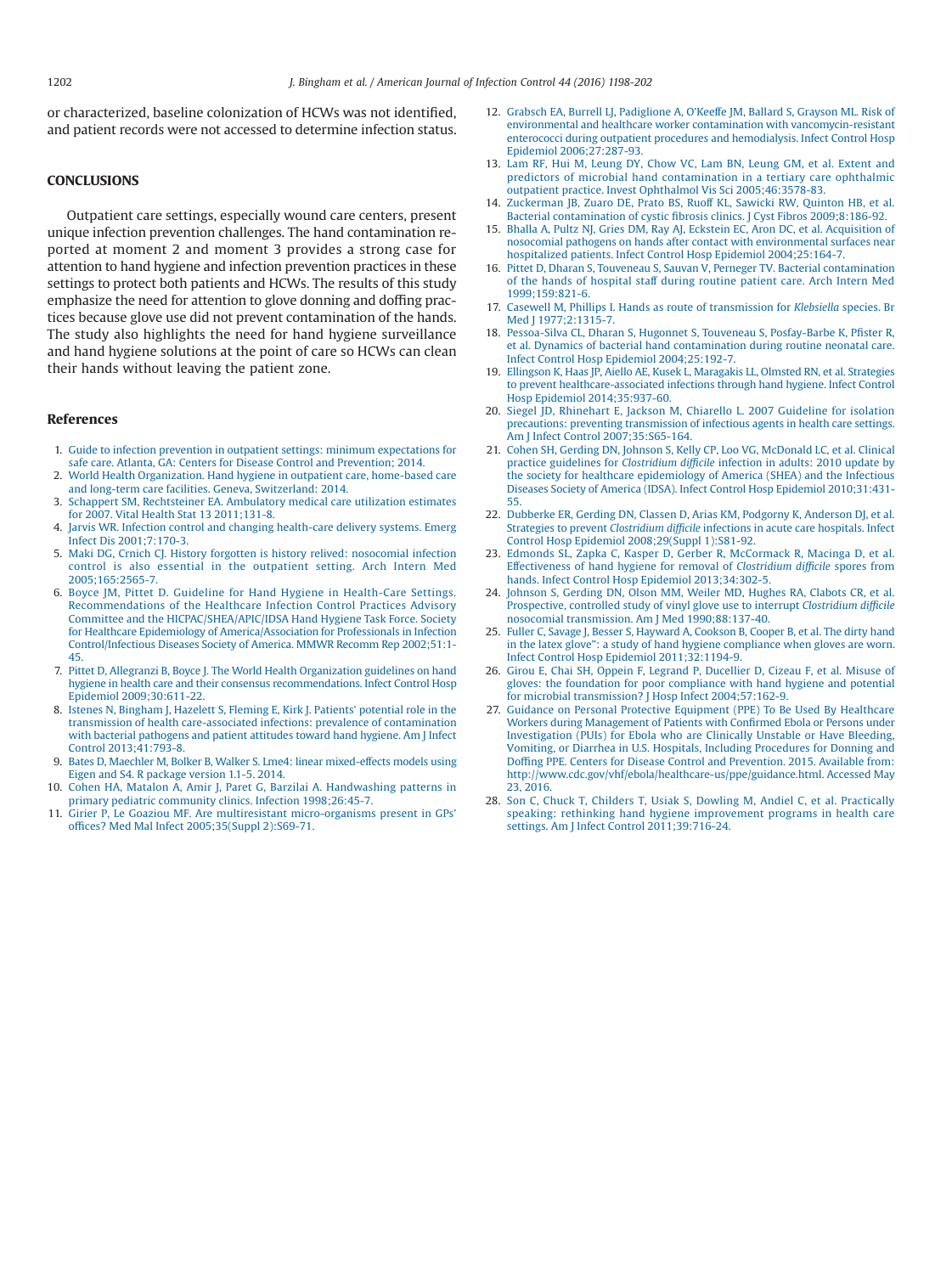or characterized, baseline colonization of HCWs was not identified, and patient records were not accessed to determine infection status.

## CONCLUSIONS

Outpatient care settings, especially wound care centers, present unique infection prevention challenges. The hand contamination reported at moment 2 and moment 3 provides a strong case for attention to hand hygiene and infection prevention practices in these settings to protect both patients and HCWs. The results of this study emphasize the need for attention to glove donning and doffing practices because glove use did not prevent contamination of the hands. The study also highlights the need for hand hygiene surveillance and hand hygiene solutions at the point of care so HCWs can clean their hands without leaving the patient zone.

## References

1. Guide to infection prevention in outpatient settings: minimum expectations for safe care. Atlanta, GA: Centers for Disease Control and Prevention; 2014.
2. World Health Organization. Hand hygiene in outpatient care, home-based care and long-term care facilities. Geneva, Switzerland: 2014.
3. Schappert SM, Rechtsteiner EA. Ambulatory medical care utilization estimates for 2007. Vital Health Stat 13 2011;131-8.
4. Jarvis WR. Infection control and changing health-care delivery systems. Emerg Infect Dis 2001;7:170-3.
5. Maki DG, Crnich CJ. History forgotten is history relived: nosocomial infection control is also essential in the outpatient setting. Arch Intern Med 2005;165:2565-7.
6. Boyce JM, Pittet D. Guideline for Hand Hygiene in Health-Care Settings. Recommendations of the Healthcare Infection Control Practices Advisory Committee and the HICPAC/SHEA/APIC/IDSA Hand Hygiene Task Force. Society for Healthcare Epidemiology of America/Association for Professionals in Infection Control/Infectious Diseases Society of America. MMWR Recomm Rep 2002;51:1-45.
7. Pittet D, Allegranzi B, Boyce J. The World Health Organization guidelines on hand hygiene in health care and their consensus recommendations. Infect Control Hosp Epidemiol 2009;30:611-22.
8. Istenes N, Bingham J, Hazelett S, Fleming E, Kirk J. Patients' potential role in the transmission of health care-associated infections: prevalence of contamination with bacterial pathogens and patient attitudes toward hand hygiene. Am J Infect Control 2013;41:793-8.
9. Bates D, Maechler M, Bolker B, Walker S. Lme4: linear mixed-effects models using Eigen and S4. R package version 1.1-5. 2014.
10. Cohen HA, Matalon A, Amir J, Paret G, Barzilai A. Handwashing patterns in primary pediatric community clinics. Infection 1998;26:45-7.
11. Girier P, Le Goaziou MF. Are multiresistant micro-organisms present in GPs' offices? Med Mal Infect 2005;35(Suppl 2):S69-71.
12. Grabsch EA, Burrell LJ, Padiglione A, O'Keeffe JM, Ballard S, Grayson ML. Risk of environmental and healthcare worker contamination with vancomycin-resistant enterococci during outpatient procedures and hemodialysis. Infect Control Hosp Epidemiol 2006;27:287-93.
13. Lam RF, Hui M, Leung DY, Chow VC, Lam BN, Leung GM, et al. Extent and predictors of microbial hand contamination in a tertiary care ophthalmic outpatient practice. Invest Ophthalmol Vis Sci 2005;46:3578-83.
14. Zuckerman JB, Zuaro DE, Prato BS, Ruoff KL, Sawicki RW, Quinton HB, et al. Bacterial contamination of cystic fibrosis clinics. J Cyst Fibros 2009;8:186-92.
15. Bhalla A, Pultz NJ, Gries DM, Ray AJ, Eckstein EC, Aron DC, et al. Acquisition of nosocomial pathogens on hands after contact with environmental surfaces near hospitalized patients. Infect Control Hosp Epidemiol 2004;25:164-7.
16. Pittet D, Dharan S, Touveneau S, Sauvan V, Perneger TV. Bacterial contamination of the hands of hospital staff during routine patient care. Arch Intern Med 1999;159:821-6.
17. Casewell M, Phillips I. Hands as route of transmission for *Klebsiella* species. Br Med J 1977;2:1315-7.
18. Pessoa-Silva CL, Dharan S, Hugonnet S, Touveneau S, Posfay-Barbe K, Pfister R, et al. Dynamics of bacterial hand contamination during routine neonatal care. Infect Control Hosp Epidemiol 2004;25:192-7.
19. Ellingson K, Haas JP, Aiello AE, Kusek L, Maragakis LL, Olmsted RN, et al. Strategies to prevent healthcare-associated infections through hand hygiene. Infect Control Hosp Epidemiol 2014;35:937-60.
20. Siegel JD, Rhinehart E, Jackson M, Chiarello L. 2007 Guideline for isolation precautions: preventing transmission of infectious agents in health care settings. Am J Infect Control 2007;35:S65-164.
21. Cohen SH, Gerding DN, Johnson S, Kelly CP, Loo VG, McDonald LC, et al. Clinical practice guidelines for *Clostridium difficile* infection in adults: 2010 update by the society for healthcare epidemiology of America (SHEA) and the Infectious Diseases Society of America (IDSA). Infect Control Hosp Epidemiol 2010;31:431-55.
22. Dubberke ER, Gerding DN, Classen D, Arias KM, Podgorny K, Anderson DJ, et al. Strategies to prevent *Clostridium difficile* infections in acute care hospitals. Infect Control Hosp Epidemiol 2008;29(Suppl 1):S81-92.
23. Edmonds SL, Zapka C, Kasper D, Gerber R, McCormack R, Macinga D, et al. Effectiveness of hand hygiene for removal of *Clostridium difficile* spores from hands. Infect Control Hosp Epidemiol 2013;34:302-5.
24. Johnson S, Gerding DN, Olson MM, Weiler MD, Hughes RA, Clabots CR, et al. Prospective, controlled study of vinyl glove use to interrupt *Clostridium difficile* nosocomial transmission. Am J Med 1990;88:137-40.
25. Fuller C, Savage J, Besser S, Hayward A, Cookson B, Cooper B, et al. The dirty hand in the latex glove": a study of hand hygiene compliance when gloves are worn. Infect Control Hosp Epidemiol 2011;32:1194-9.
26. Girou E, Chai SH, Oppein F, Legrand P, Ducellier D, Cizeau F, et al. Misuse of gloves: the foundation for poor compliance with hand hygiene and potential for microbial transmission? J Hosp Infect 2004;57:162-9.
27. Guidance on Personal Protective Equipment (PPE) To Be Used By Healthcare Workers during Management of Patients with Confirmed Ebola or Persons under Investigation (PUIs) for Ebola who are Clinically Unstable or Have Bleeding, Vomiting, or Diarrhea in U.S. Hospitals, Including Procedures for Donning and Doffing PPE. Centers for Disease Control and Prevention. 2015. Available from: http://www.cdc.gov/vhf/ebola/healthcare-us/ppe/guidance.html. Accessed May 23, 2016.
28. Son C, Chuck T, Childers T, Usiak S, Dowling M, Andiel C, et al. Practically speaking: rethinking hand hygiene improvement programs in health care settings. Am J Infect Control 2011;39:716-24.